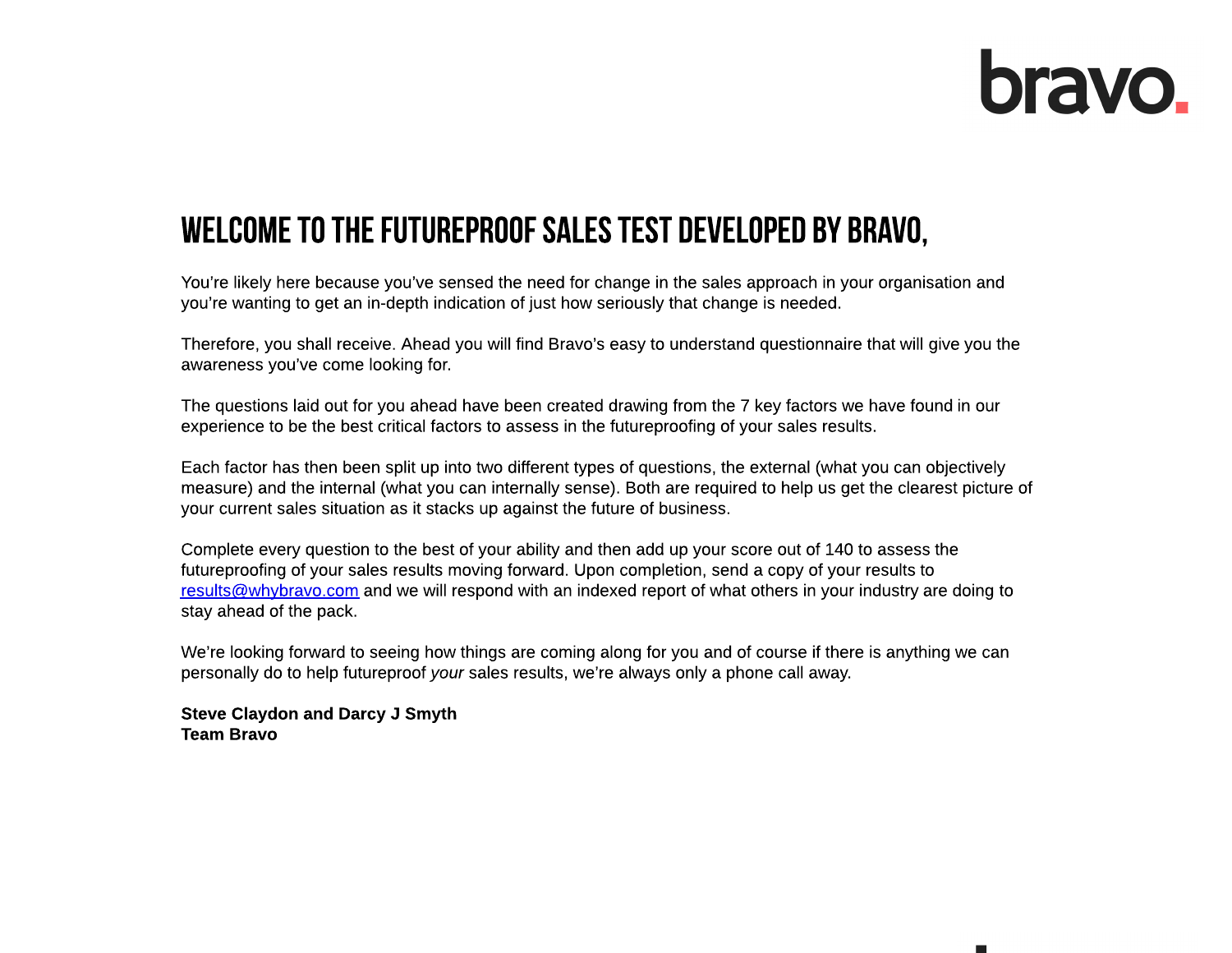bravo.

# WELCOME TO THE FUTUREPROOF SALES TEST DEVELOPED BY BRAVO,

You're likely here because you've sensed the need for change in the sales approach in your organisation and you're wanting to get an in-depth indication of just how seriously that change is needed.

Therefore, you shall receive. Ahead you will find Bravo's easy to understand questionnaire that will give you the awareness you've come looking for.

The questions laid out for you ahead have been created drawing from the 7 key factors we have found in our experience to be the best critical factors to assess in the futureproofing of your sales results.

Each factor has then been split up into two different types of questions, the external (what you can objectively measure) and the internal (what you can internally sense). Both are required to help us get the clearest picture of your current sales situation as it stacks up against the future of business.

Complete every question to the best of your ability and then add up your score out of 140 to assess the futureproofing of your sales results moving forward. Upon completion, send a copy of your results to results@whybravo.com and we will respond with an indexed report of what others in your industry are doing to stay ahead of the pack.

We're looking forward to seeing how things are coming along for you and of course if there is anything we can personally do to help futureproof *your* sales results, we're always only a phone call away.

**Steve Claydon and Darcy J Smyth**
**Team Bravo**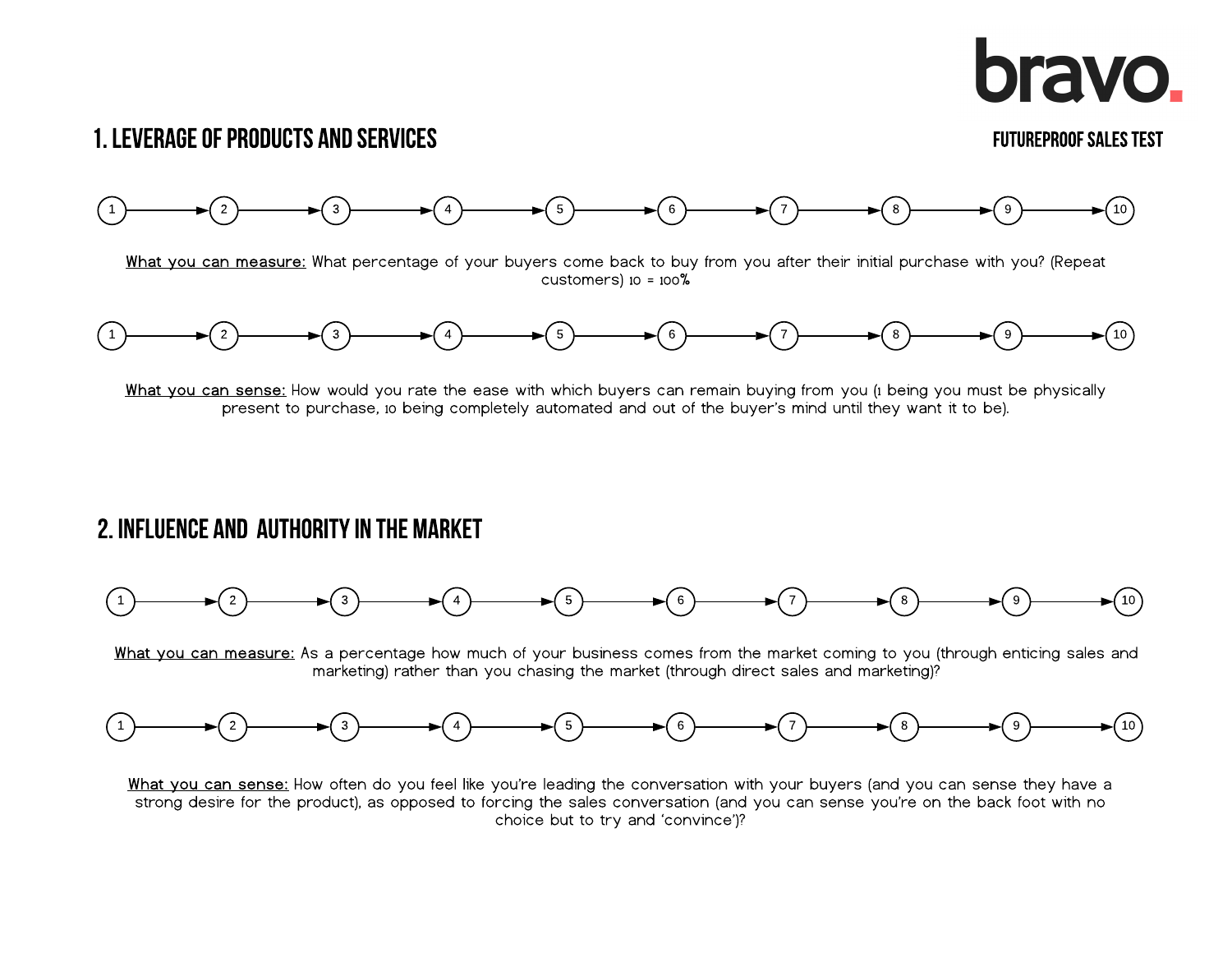## 1. LEVERAGE OF PRODUCTS AND SERVICES

1 → 2 → 3 → 4 → 5 → 6 → 7 → 8 → 9 → 10

What you can measure: What percentage of your buyers come back to buy from you after their initial purchase with you? (Repeat customers) 10 = 100%

1 → 2 → 3 → 4 → 5 → 6 → 7 → 8 → 9 → 10

What you can sense: How would you rate the ease with which buyers can remain buying from you (1 being you must be physically present to purchase, 10 being completely automated and out of the buyer's mind until they want it to be).

## 2. INFLUENCE AND AUTHORITY IN THE MARKET

1 → 2 → 3 → 4 → 5 → 6 → 7 → 8 → 9 → 10

What you can measure: As a percentage how much of your business comes from the market coming to you (through enticing sales and marketing) rather than you chasing the market (through direct sales and marketing)?

1 → 2 → 3 → 4 → 5 → 6 → 7 → 8 → 9 → 10

What you can sense: How often do you feel like you're leading the conversation with your buyers (and you can sense they have a strong desire for the product), as opposed to forcing the sales conversation (and you can sense you're on the back foot with no choice but to try and 'convince')?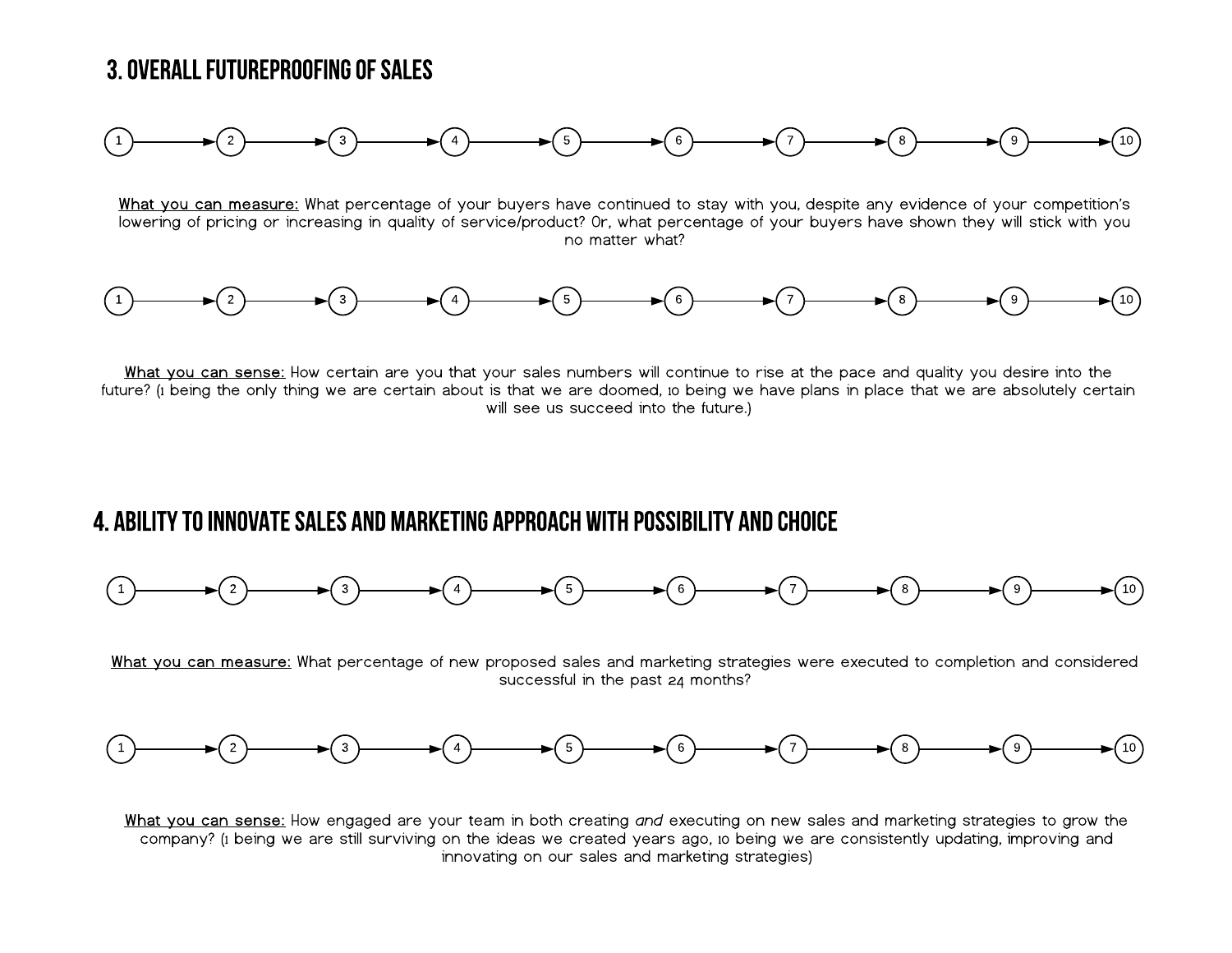## 3. OVERALL FUTUREPROOFING OF SALES

1 → 2 → 3 → 4 → 5 → 6 → 7 → 8 → 9 → 10

<u>What you can measure:</u> What percentage of your buyers have continued to stay with you, despite any evidence of your competition's lowering of pricing or increasing in quality of service/product? Or, what percentage of your buyers have shown they will stick with you no matter what?

1 → 2 → 3 → 4 → 5 → 6 → 7 → 8 → 9 → 10

<u>What you can sense:</u> How certain are you that your sales numbers will continue to rise at the pace and quality you desire into the future? (1 being the only thing we are certain about is that we are doomed, 10 being we have plans in place that we are absolutely certain will see us succeed into the future.)

## 4. ABILITY TO INNOVATE SALES AND MARKETING APPROACH WITH POSSIBILITY AND CHOICE

1 → 2 → 3 → 4 → 5 → 6 → 7 → 8 → 9 → 10

<u>What you can measure:</u> What percentage of new proposed sales and marketing strategies were executed to completion and considered successful in the past 24 months?

1 → 2 → 3 → 4 → 5 → 6 → 7 → 8 → 9 → 10

<u>What you can sense:</u> How engaged are your team in both creating *and* executing on new sales and marketing strategies to grow the company? (1 being we are still surviving on the ideas we created years ago, 10 being we are consistently updating, improving and innovating on our sales and marketing strategies)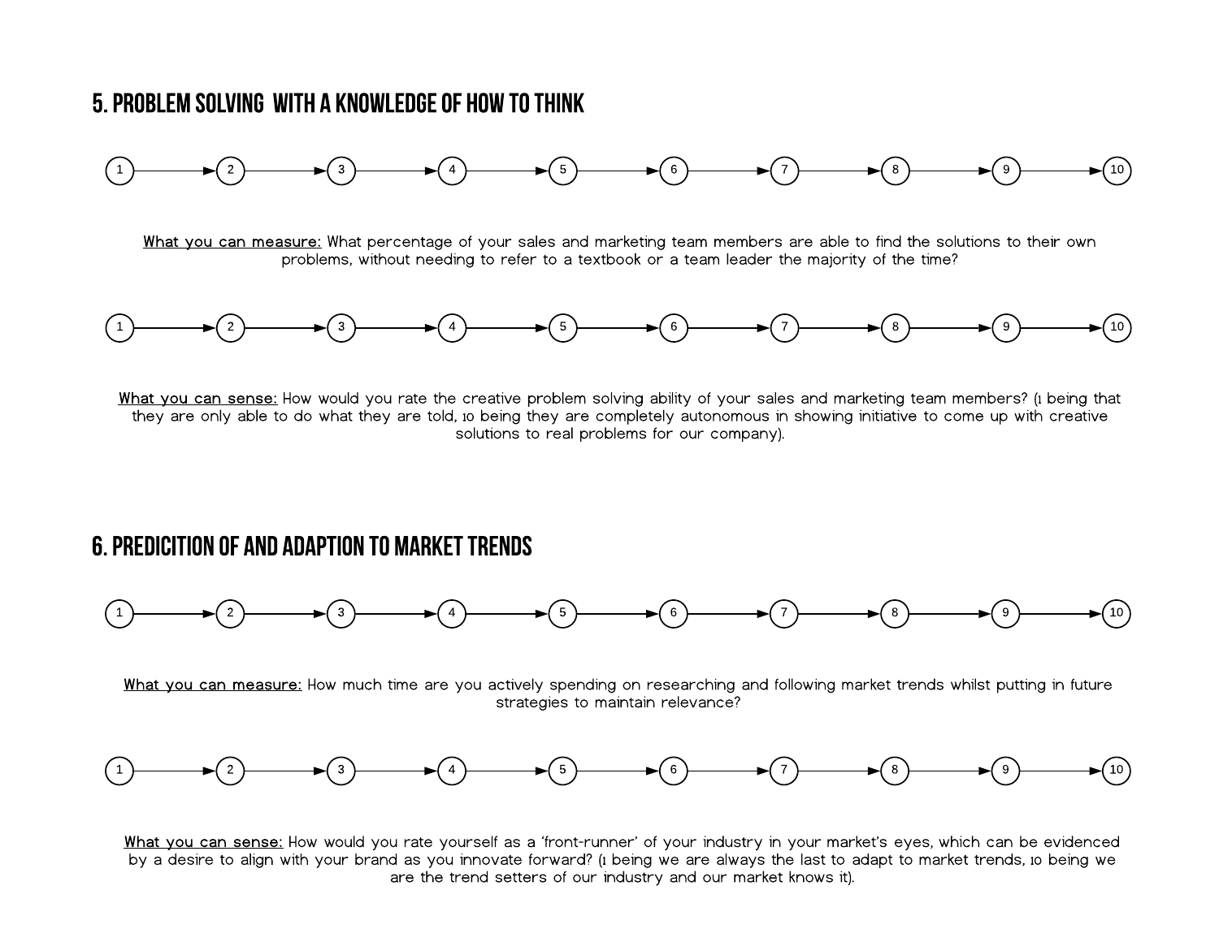## 5. PROBLEM SOLVING WITH A KNOWLEDGE OF HOW TO THINK

1 → 2 → 3 → 4 → 5 → 6 → 7 → 8 → 9 → 10

<u>What you can measure:</u> What percentage of your sales and marketing team members are able to find the solutions to their own problems, without needing to refer to a textbook or a team leader the majority of the time?

1 → 2 → 3 → 4 → 5 → 6 → 7 → 8 → 9 → 10

<u>What you can sense:</u> How would you rate the creative problem solving ability of your sales and marketing team members? (1 being that they are only able to do what they are told, 10 being they are completely autonomous in showing initiative to come up with creative solutions to real problems for our company).

## 6. PREDICITION OF AND ADAPTION TO MARKET TRENDS

1 → 2 → 3 → 4 → 5 → 6 → 7 → 8 → 9 → 10

<u>What you can measure:</u> How much time are you actively spending on researching and following market trends whilst putting in future strategies to maintain relevance?

1 → 2 → 3 → 4 → 5 → 6 → 7 → 8 → 9 → 10

<u>What you can sense:</u> How would you rate yourself as a 'front-runner' of your industry in your market's eyes, which can be evidenced by a desire to align with your brand as you innovate forward? (1 being we are always the last to adapt to market trends, 10 being we are the trend setters of our industry and our market knows it).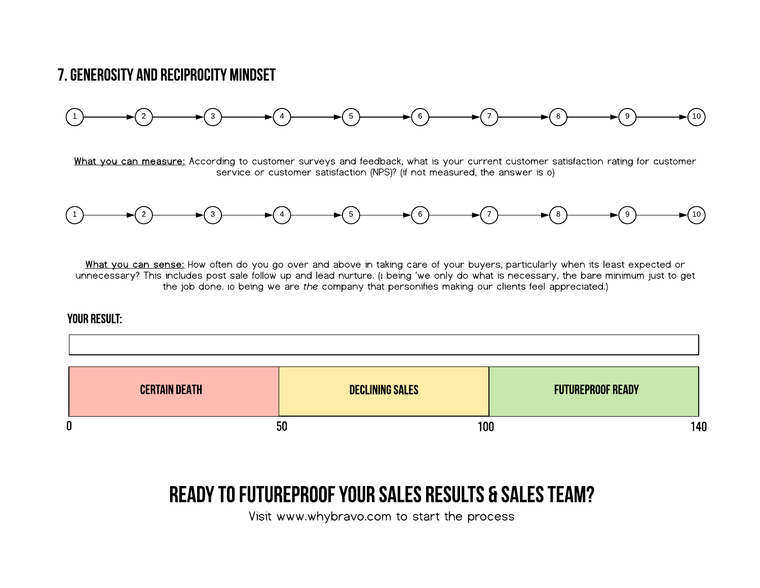## 7. GENEROSITY AND RECIPROCITY MINDSET

1 → 2 → 3 → 4 → 5 → 6 → 7 → 8 → 9 → 10

<u>What you can measure:</u> According to customer surveys and feedback, what is your current customer satisfaction rating for customer service or customer satisfaction (NPS)? (if not measured, the answer is 0)

1 → 2 → 3 → 4 → 5 → 6 → 7 → 8 → 9 → 10

<u>What you can sense:</u> How often do you go over and above in taking care of your buyers, particularly when its least expected or unnecessary? This includes post sale follow up and lead nurture. (1 being 'we only do what is necessary, the bare minimum just to get the job done. 10 being we are *the* company that personifies making our clients feel appreciated.)

### YOUR RESULT:

CERTAIN DEATH
DECLINING SALES
FUTUREPROOF READY

0
50
100
140

# READY TO FUTUREPROOF YOUR SALES RESULTS & SALES TEAM?

Visit www.whybravo.com to start the process